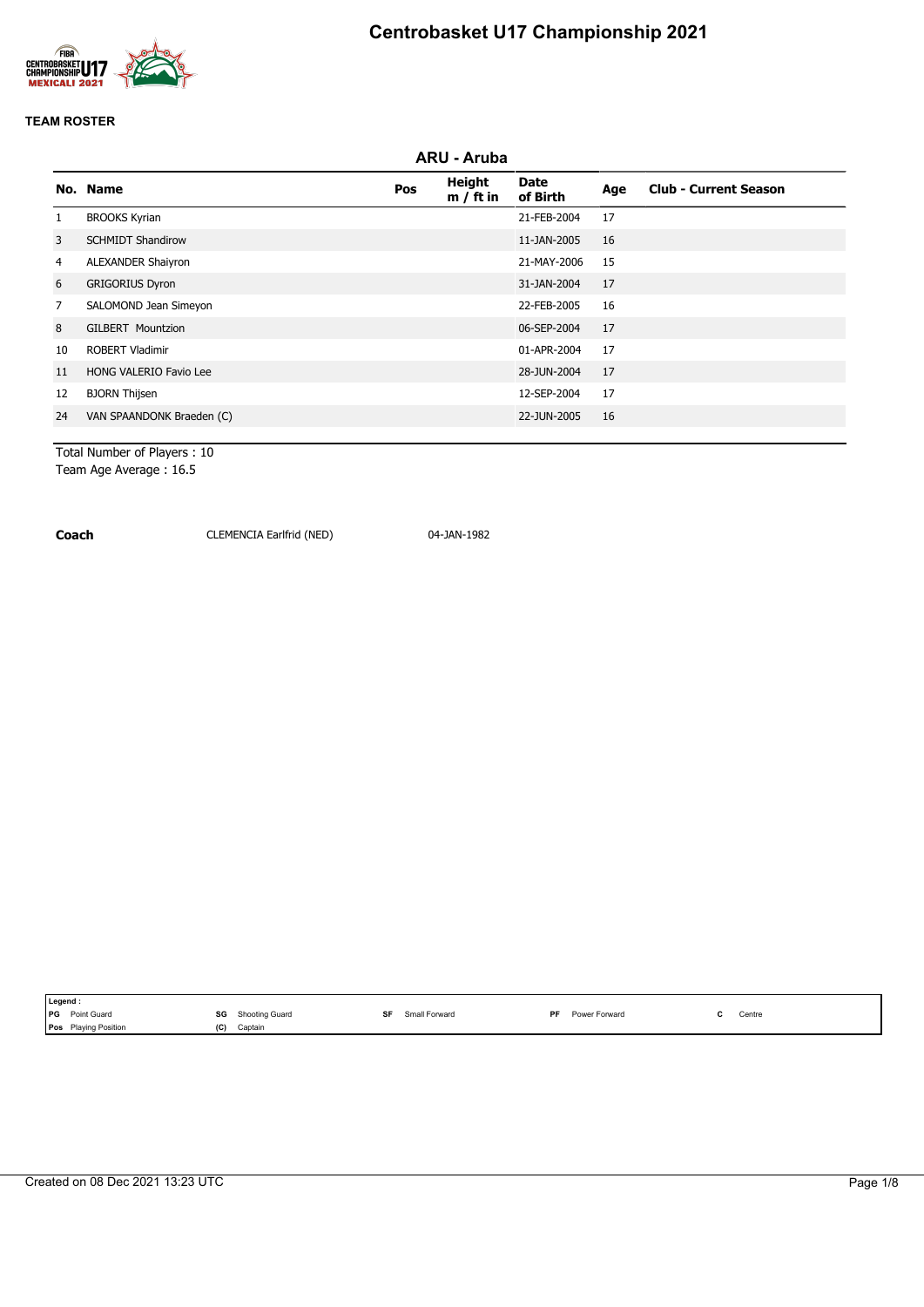# Centrobasket U17 Championship 2021

**TEAM ROSTER**

## ARU - Aruba

| No. | Name | Pos | Height m / ft in | Date of Birth | Age | Club - Current Season |
|---|---|---|---|---|---|---|
| 1 | BROOKS Kyrian | | | 21-FEB-2004 | 17 | |
| 3 | SCHMIDT Shandirow | | | 11-JAN-2005 | 16 | |
| 4 | ALEXANDER Shaiyron | | | 21-MAY-2006 | 15 | |
| 6 | GRIGORIUS Dyron | | | 31-JAN-2004 | 17 | |
| 7 | SALOMOND Jean Simeyon | | | 22-FEB-2005 | 16 | |
| 8 | GILBERT Mountzion | | | 06-SEP-2004 | 17 | |
| 10 | ROBERT Vladimir | | | 01-APR-2004 | 17 | |
| 11 | HONG VALERIO Favio Lee | | | 28-JUN-2004 | 17 | |
| 12 | BJORN Thijsen | | | 12-SEP-2004 | 17 | |
| 24 | VAN SPAANDONK Braeden (C) | | | 22-JUN-2005 | 16 | |

Total Number of Players : 10
Team Age Average : 16.5

**Coach** CLEMENCIA Earlfrid (NED) 04-JAN-1982

Legend :

| | | | | | | | | | |
|---|---|---|---|---|---|---|---|---|---|
| PG | Point Guard | SG | Shooting Guard | SF | Small Forward | PF | Power Forward | C | Centre |
| Pos | Playing Position | (C) | Captain | | | | | | |

Created on 08 Dec 2021 13:23 UTC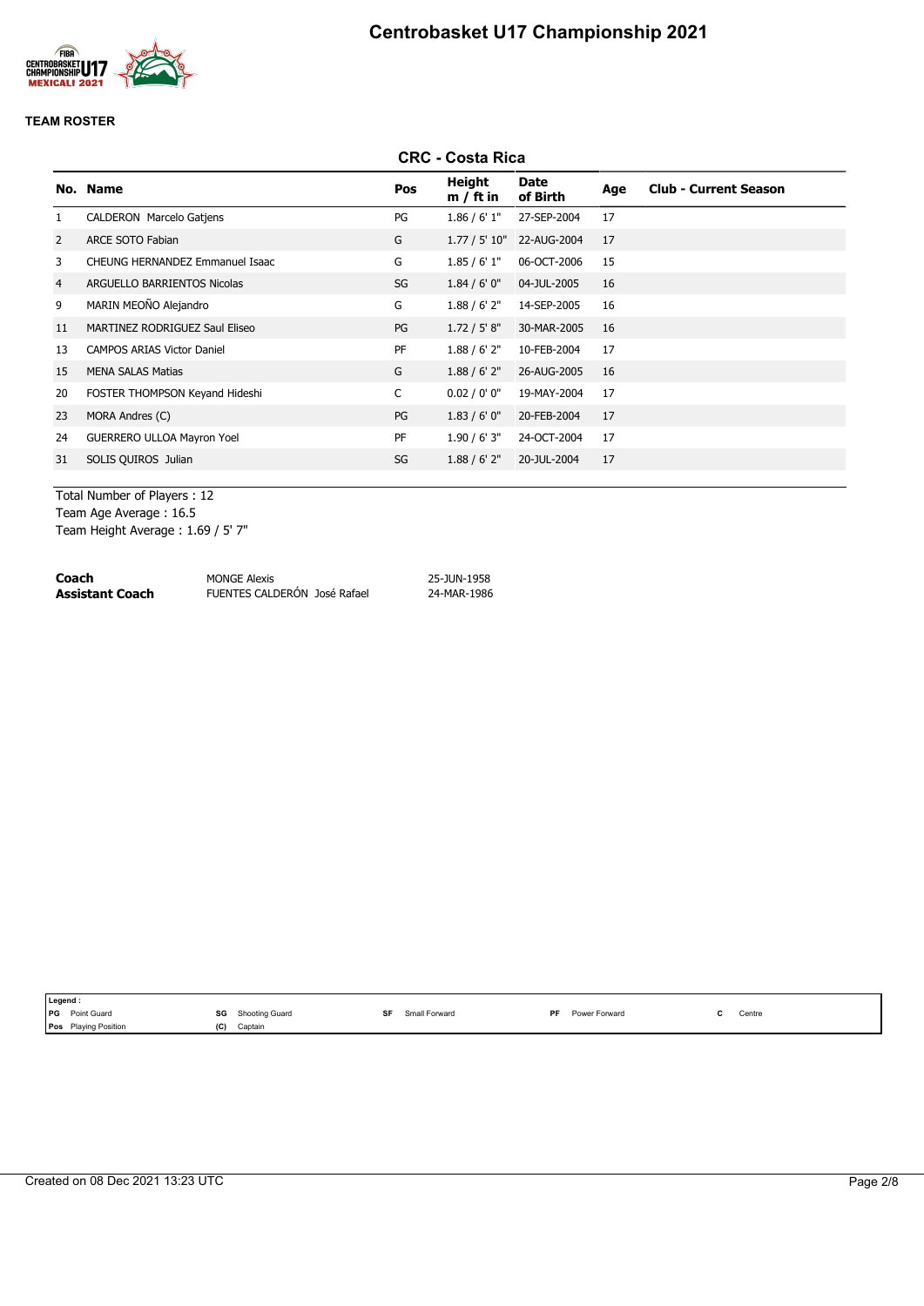# Centrobasket U17 Championship 2021

**TEAM ROSTER**

## CRC - Costa Rica

| No. | Name | Pos | Height m / ft in | Date of Birth | Age | Club - Current Season |
|---|---|---|---|---|---|---|
| 1 | CALDERON Marcelo Gatjens | PG | 1.86 / 6' 1" | 27-SEP-2004 | 17 | |
| 2 | ARCE SOTO Fabian | G | 1.77 / 5' 10" | 22-AUG-2004 | 17 | |
| 3 | CHEUNG HERNANDEZ Emmanuel Isaac | G | 1.85 / 6' 1" | 06-OCT-2006 | 15 | |
| 4 | ARGUELLO BARRIENTOS Nicolas | SG | 1.84 / 6' 0" | 04-JUL-2005 | 16 | |
| 9 | MARIN MEOÑO Alejandro | G | 1.88 / 6' 2" | 14-SEP-2005 | 16 | |
| 11 | MARTINEZ RODRIGUEZ Saul Eliseo | PG | 1.72 / 5' 8" | 30-MAR-2005 | 16 | |
| 13 | CAMPOS ARIAS Victor Daniel | PF | 1.88 / 6' 2" | 10-FEB-2004 | 17 | |
| 15 | MENA SALAS Matias | G | 1.88 / 6' 2" | 26-AUG-2005 | 16 | |
| 20 | FOSTER THOMPSON Keyand Hideshi | C | 0.02 / 0' 0" | 19-MAY-2004 | 17 | |
| 23 | MORA Andres (C) | PG | 1.83 / 6' 0" | 20-FEB-2004 | 17 | |
| 24 | GUERRERO ULLOA Mayron Yoel | PF | 1.90 / 6' 3" | 24-OCT-2004 | 17 | |
| 31 | SOLIS QUIROS Julian | SG | 1.88 / 6' 2" | 20-JUL-2004 | 17 | |

Total Number of Players : 12
Team Age Average : 16.5
Team Height Average : 1.69 / 5' 7"

| | | |
|---|---|---|
| **Coach** | MONGE Alexis | 25-JUN-1958 |
| **Assistant Coach** | FUENTES CALDERÓN José Rafael | 24-MAR-1986 |

**Legend :**

| | | | | | | | | | |
|---|---|---|---|---|---|---|---|---|---|
| **PG** | Point Guard | **SG** | Shooting Guard | **SF** | Small Forward | **PF** | Power Forward | **C** | Centre |
| **Pos** | Playing Position | **(C)** | Captain | | | | | | |

Created on 08 Dec 2021 13:23 UTC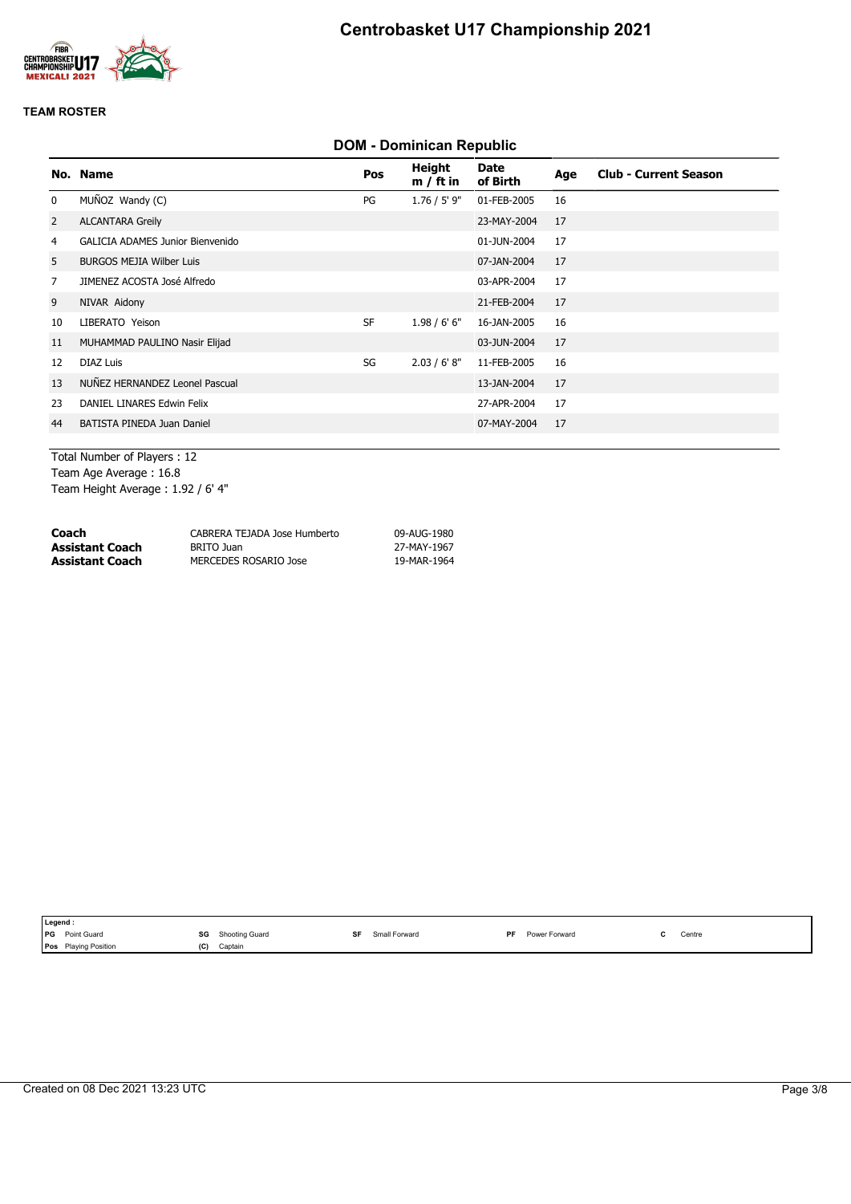# Centrobasket U17 Championship 2021

**TEAM ROSTER**

## DOM - Dominican Republic

| No. | Name | Pos | Height m / ft in | Date of Birth | Age | Club - Current Season |
|---|---|---|---|---|---|---|
| 0 | MUÑOZ Wandy (C) | PG | 1.76 / 5' 9" | 01-FEB-2005 | 16 | |
| 2 | ALCANTARA Greily | | | 23-MAY-2004 | 17 | |
| 4 | GALICIA ADAMES Junior Bienvenido | | | 01-JUN-2004 | 17 | |
| 5 | BURGOS MEJIA Wilber Luis | | | 07-JAN-2004 | 17 | |
| 7 | JIMENEZ ACOSTA José Alfredo | | | 03-APR-2004 | 17 | |
| 9 | NIVAR Aidony | | | 21-FEB-2004 | 17 | |
| 10 | LIBERATO Yeison | SF | 1.98 / 6' 6" | 16-JAN-2005 | 16 | |
| 11 | MUHAMMAD PAULINO Nasir Elijad | | | 03-JUN-2004 | 17 | |
| 12 | DIAZ Luis | SG | 2.03 / 6' 8" | 11-FEB-2005 | 16 | |
| 13 | NUÑEZ HERNANDEZ Leonel Pascual | | | 13-JAN-2004 | 17 | |
| 23 | DANIEL LINARES Edwin Felix | | | 27-APR-2004 | 17 | |
| 44 | BATISTA PINEDA Juan Daniel | | | 07-MAY-2004 | 17 | |

Total Number of Players : 12
Team Age Average : 16.8
Team Height Average : 1.92 / 6' 4"

| | | |
|---|---|---|
| **Coach** | CABRERA TEJADA Jose Humberto | 09-AUG-1980 |
| **Assistant Coach** | BRITO Juan | 27-MAY-1967 |
| **Assistant Coach** | MERCEDES ROSARIO Jose | 19-MAR-1964 |

**Legend :**

| | | | | | | | | | |
|---|---|---|---|---|---|---|---|---|---|
| PG | Point Guard | SG | Shooting Guard | SF | Small Forward | PF | Power Forward | C | Centre |
| Pos | Playing Position | (C) | Captain | | | | | | |

Created on 08 Dec 2021 13:23 UTC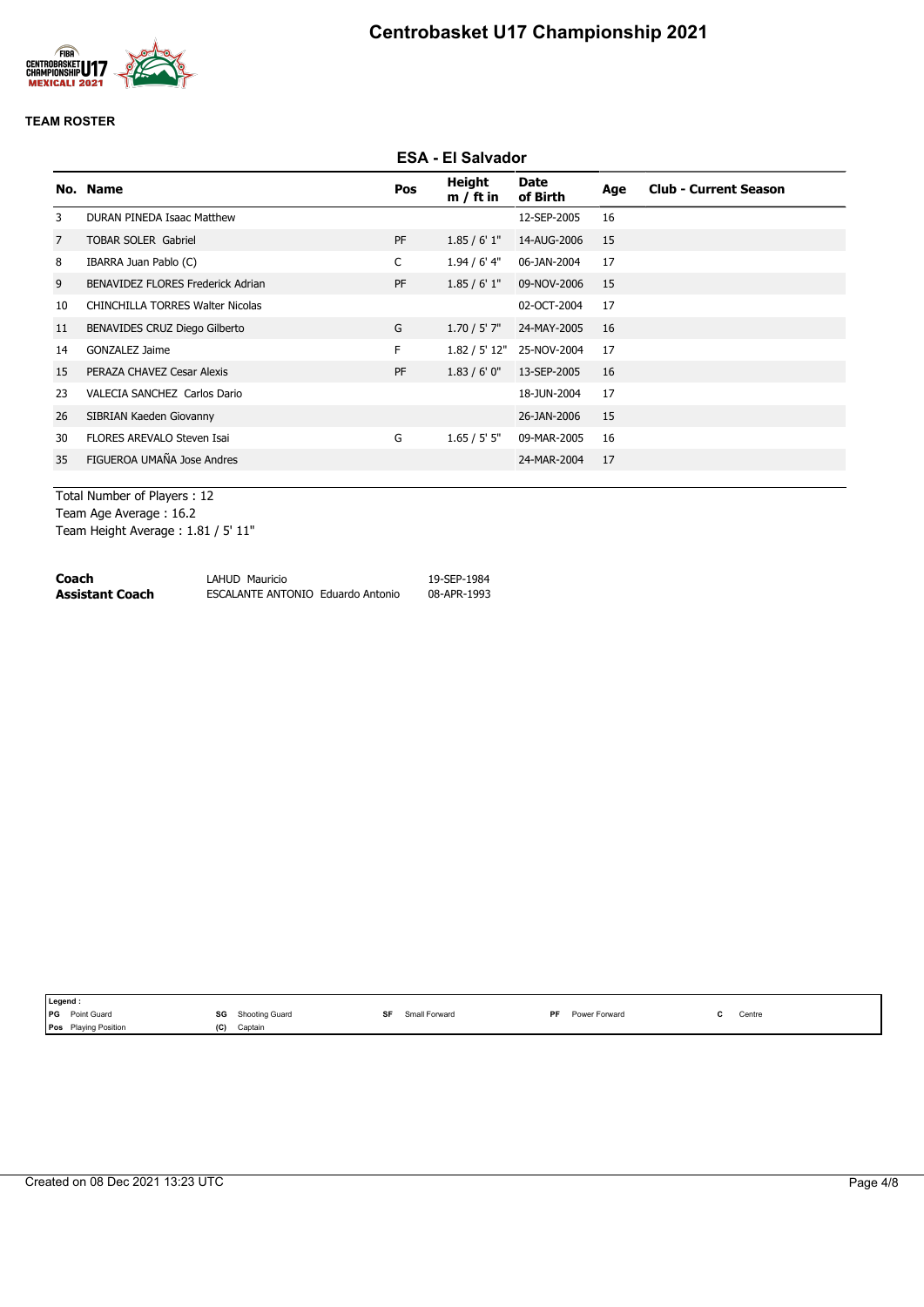# Centrobasket U17 Championship 2021

## TEAM ROSTER

### ESA - El Salvador

| No. | Name | Pos | Height m / ft in | Date of Birth | Age | Club - Current Season |
|---|---|---|---|---|---|---|
| 3 | DURAN PINEDA Isaac Matthew | | | 12-SEP-2005 | 16 | |
| 7 | TOBAR SOLER Gabriel | PF | 1.85 / 6' 1" | 14-AUG-2006 | 15 | |
| 8 | IBARRA Juan Pablo (C) | C | 1.94 / 6' 4" | 06-JAN-2004 | 17 | |
| 9 | BENAVIDEZ FLORES Frederick Adrian | PF | 1.85 / 6' 1" | 09-NOV-2006 | 15 | |
| 10 | CHINCHILLA TORRES Walter Nicolas | | | 02-OCT-2004 | 17 | |
| 11 | BENAVIDES CRUZ Diego Gilberto | G | 1.70 / 5' 7" | 24-MAY-2005 | 16 | |
| 14 | GONZALEZ Jaime | F | 1.82 / 5' 12" | 25-NOV-2004 | 17 | |
| 15 | PERAZA CHAVEZ Cesar Alexis | PF | 1.83 / 6' 0" | 13-SEP-2005 | 16 | |
| 23 | VALECIA SANCHEZ Carlos Dario | | | 18-JUN-2004 | 17 | |
| 26 | SIBRIAN Kaeden Giovanny | | | 26-JAN-2006 | 15 | |
| 30 | FLORES AREVALO Steven Isai | G | 1.65 / 5' 5" | 09-MAR-2005 | 16 | |
| 35 | FIGUEROA UMAÑA Jose Andres | | | 24-MAR-2004 | 17 | |

Total Number of Players : 12
Team Age Average : 16.2
Team Height Average : 1.81 / 5' 11"

| | | |
|---|---|---|
| **Coach** | LAHUD Mauricio | 19-SEP-1984 |
| **Assistant Coach** | ESCALANTE ANTONIO Eduardo Antonio | 08-APR-1993 |

Legend :

| | | | | | | | | | |
|---|---|---|---|---|---|---|---|---|---|
| PG | Point Guard | SG | Shooting Guard | SF | Small Forward | PF | Power Forward | C | Centre |
| Pos | Playing Position | (C) | Captain | | | | | | |

Created on 08 Dec 2021 13:23 UTC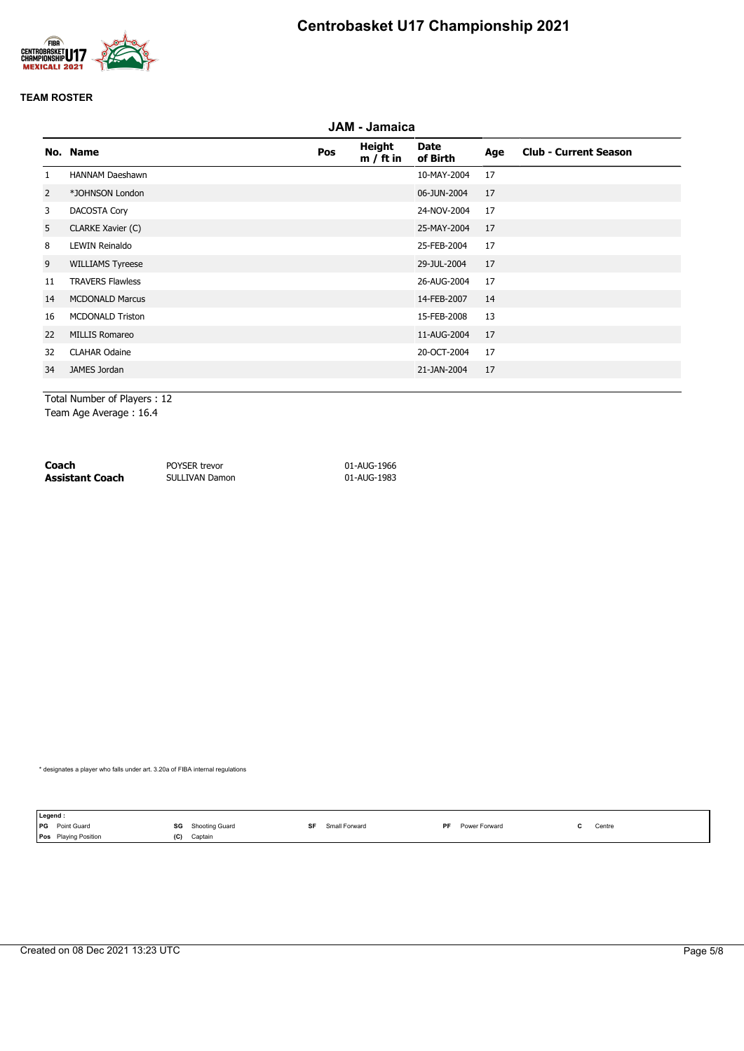# Centrobasket U17 Championship 2021

**TEAM ROSTER**

## JAM - Jamaica

| No. | Name | Pos | Height m / ft in | Date of Birth | Age | Club - Current Season |
|---|---|---|---|---|---|---|
| 1 | HANNAM Daeshawn | | | 10-MAY-2004 | 17 | |
| 2 | *JOHNSON London | | | 06-JUN-2004 | 17 | |
| 3 | DACOSTA Cory | | | 24-NOV-2004 | 17 | |
| 5 | CLARKE Xavier (C) | | | 25-MAY-2004 | 17 | |
| 8 | LEWIN Reinaldo | | | 25-FEB-2004 | 17 | |
| 9 | WILLIAMS Tyreese | | | 29-JUL-2004 | 17 | |
| 11 | TRAVERS Flawless | | | 26-AUG-2004 | 17 | |
| 14 | MCDONALD Marcus | | | 14-FEB-2007 | 14 | |
| 16 | MCDONALD Triston | | | 15-FEB-2008 | 13 | |
| 22 | MILLIS Romareo | | | 11-AUG-2004 | 17 | |
| 32 | CLAHAR Odaine | | | 20-OCT-2004 | 17 | |
| 34 | JAMES Jordan | | | 21-JAN-2004 | 17 | |

Total Number of Players : 12
Team Age Average : 16.4

| | | |
|---|---|---|
| **Coach** | POYSER trevor | 01-AUG-1966 |
| **Assistant Coach** | SULLIVAN Damon | 01-AUG-1983 |

* designates a player who falls under art. 3.20a of FIBA internal regulations

**Legend :**

| | | | | | | | | | |
|---|---|---|---|---|---|---|---|---|---|
| PG | Point Guard | SG | Shooting Guard | SF | Small Forward | PF | Power Forward | C | Centre |
| Pos | Playing Position | (C) | Captain | | | | | | |

Created on 08 Dec 2021 13:23 UTC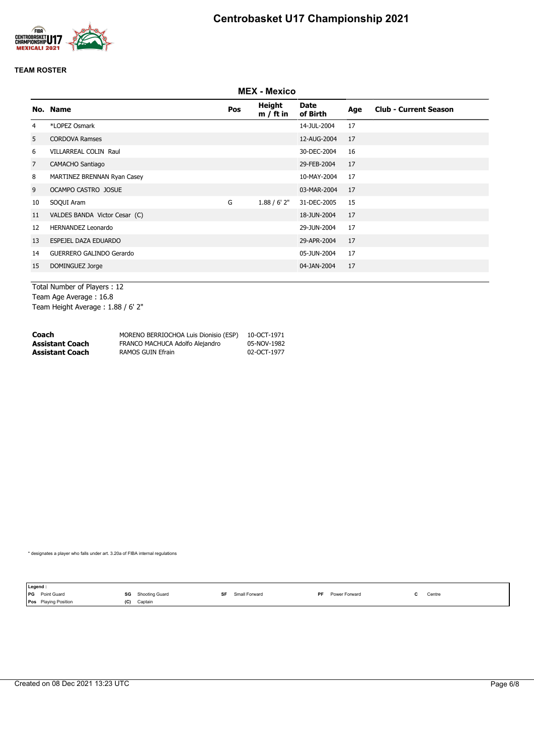# Centrobasket U17 Championship 2021

**TEAM ROSTER**

## MEX - Mexico

| No. | Name | Pos | Height m / ft in | Date of Birth | Age | Club - Current Season |
|---|---|---|---|---|---|---|
| 4 | *LOPEZ Osmark | | | 14-JUL-2004 | 17 | |
| 5 | CORDOVA Ramses | | | 12-AUG-2004 | 17 | |
| 6 | VILLARREAL COLIN Raul | | | 30-DEC-2004 | 16 | |
| 7 | CAMACHO Santiago | | | 29-FEB-2004 | 17 | |
| 8 | MARTINEZ BRENNAN Ryan Casey | | | 10-MAY-2004 | 17 | |
| 9 | OCAMPO CASTRO JOSUE | | | 03-MAR-2004 | 17 | |
| 10 | SOQUI Aram | G | 1.88 / 6' 2" | 31-DEC-2005 | 15 | |
| 11 | VALDES BANDA Victor Cesar (C) | | | 18-JUN-2004 | 17 | |
| 12 | HERNANDEZ Leonardo | | | 29-JUN-2004 | 17 | |
| 13 | ESPEJEL DAZA EDUARDO | | | 29-APR-2004 | 17 | |
| 14 | GUERRERO GALINDO Gerardo | | | 05-JUN-2004 | 17 | |
| 15 | DOMINGUEZ Jorge | | | 04-JAN-2004 | 17 | |

Total Number of Players : 12
Team Age Average : 16.8
Team Height Average : 1.88 / 6' 2"

| | | |
|---|---|---|
| **Coach** | MORENO BERRIOCHOA Luis Dionisio (ESP) | 10-OCT-1971 |
| **Assistant Coach** | FRANCO MACHUCA Adolfo Alejandro | 05-NOV-1982 |
| **Assistant Coach** | RAMOS GUIN Efrain | 02-OCT-1977 |

* designates a player who falls under art. 3.20a of FIBA internal regulations

**Legend :**

| | | | | | | | | | |
|---|---|---|---|---|---|---|---|---|---|
| PG | Point Guard | SG | Shooting Guard | SF | Small Forward | PF | Power Forward | C | Centre |
| Pos | Playing Position | (C) | Captain | | | | | | |

Created on 08 Dec 2021 13:23 UTC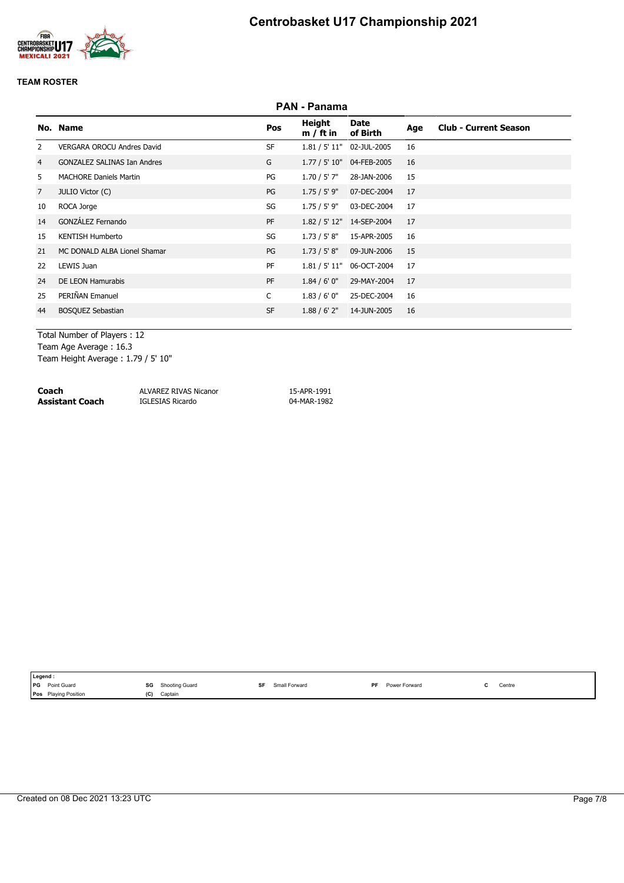# Centrobasket U17 Championship 2021

**TEAM ROSTER**

## PAN - Panama

| No. | Name | Pos | Height m / ft in | Date of Birth | Age | Club - Current Season |
|---|---|---|---|---|---|---|
| 2 | VERGARA OROCU Andres David | SF | 1.81 / 5' 11" | 02-JUL-2005 | 16 | |
| 4 | GONZALEZ SALINAS Ian Andres | G | 1.77 / 5' 10" | 04-FEB-2005 | 16 | |
| 5 | MACHORE Daniels Martin | PG | 1.70 / 5' 7" | 28-JAN-2006 | 15 | |
| 7 | JULIO Victor (C) | PG | 1.75 / 5' 9" | 07-DEC-2004 | 17 | |
| 10 | ROCA Jorge | SG | 1.75 / 5' 9" | 03-DEC-2004 | 17 | |
| 14 | GONZÁLEZ Fernando | PF | 1.82 / 5' 12" | 14-SEP-2004 | 17 | |
| 15 | KENTISH Humberto | SG | 1.73 / 5' 8" | 15-APR-2005 | 16 | |
| 21 | MC DONALD ALBA Lionel Shamar | PG | 1.73 / 5' 8" | 09-JUN-2006 | 15 | |
| 22 | LEWIS Juan | PF | 1.81 / 5' 11" | 06-OCT-2004 | 17 | |
| 24 | DE LEON Hamurabis | PF | 1.84 / 6' 0" | 29-MAY-2004 | 17 | |
| 25 | PERIÑAN Emanuel | C | 1.83 / 6' 0" | 25-DEC-2004 | 16 | |
| 44 | BOSQUEZ Sebastian | SF | 1.88 / 6' 2" | 14-JUN-2005 | 16 | |

Total Number of Players : 12
Team Age Average : 16.3
Team Height Average : 1.79 / 5' 10"

| | | |
|---|---|---|
| **Coach** | ALVAREZ RIVAS Nicanor | 15-APR-1991 |
| **Assistant Coach** | IGLESIAS Ricardo | 04-MAR-1982 |

**Legend :**

| | | | | | | | | | |
|---|---|---|---|---|---|---|---|---|---|
| **PG** | Point Guard | **SG** | Shooting Guard | **SF** | Small Forward | **PF** | Power Forward | **C** | Centre |
| **Pos** | Playing Position | **(C)** | Captain | | | | | | |

Created on 08 Dec 2021 13:23 UTC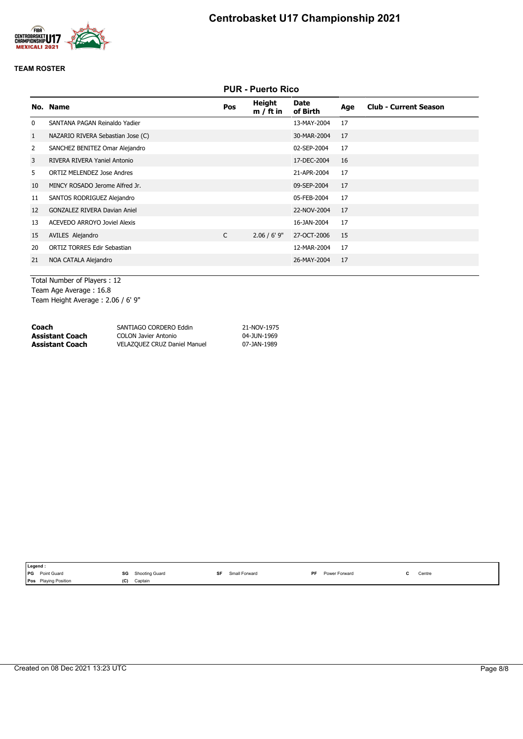# Centrobasket U17 Championship 2021

**TEAM ROSTER**

## PUR - Puerto Rico

| No. | Name | Pos | Height m / ft in | Date of Birth | Age | Club - Current Season |
|---|---|---|---|---|---|---|
| 0 | SANTANA PAGAN Reinaldo Yadier | | | 13-MAY-2004 | 17 | |
| 1 | NAZARIO RIVERA Sebastian Jose (C) | | | 30-MAR-2004 | 17 | |
| 2 | SANCHEZ BENITEZ Omar Alejandro | | | 02-SEP-2004 | 17 | |
| 3 | RIVERA RIVERA Yaniel Antonio | | | 17-DEC-2004 | 16 | |
| 5 | ORTIZ MELENDEZ Jose Andres | | | 21-APR-2004 | 17 | |
| 10 | MINCY ROSADO Jerome Alfred Jr. | | | 09-SEP-2004 | 17 | |
| 11 | SANTOS RODRIGUEZ Alejandro | | | 05-FEB-2004 | 17 | |
| 12 | GONZALEZ RIVERA Davian Aniel | | | 22-NOV-2004 | 17 | |
| 13 | ACEVEDO ARROYO Joviel Alexis | | | 16-JAN-2004 | 17 | |
| 15 | AVILES Alejandro | C | 2.06 / 6' 9" | 27-OCT-2006 | 15 | |
| 20 | ORTIZ TORRES Edir Sebastian | | | 12-MAR-2004 | 17 | |
| 21 | NOA CATALA Alejandro | | | 26-MAY-2004 | 17 | |

Total Number of Players : 12
Team Age Average : 16.8
Team Height Average : 2.06 / 6' 9"

| | | |
|---|---|---|
| **Coach** | SANTIAGO CORDERO Eddin | 21-NOV-1975 |
| **Assistant Coach** | COLON Javier Antonio | 04-JUN-1969 |
| **Assistant Coach** | VELAZQUEZ CRUZ Daniel Manuel | 07-JAN-1989 |

**Legend :**
PG Point Guard | SG Shooting Guard | SF Small Forward | PF Power Forward | C Centre
Pos Playing Position | (C) Captain

Created on 08 Dec 2021 13:23 UTC